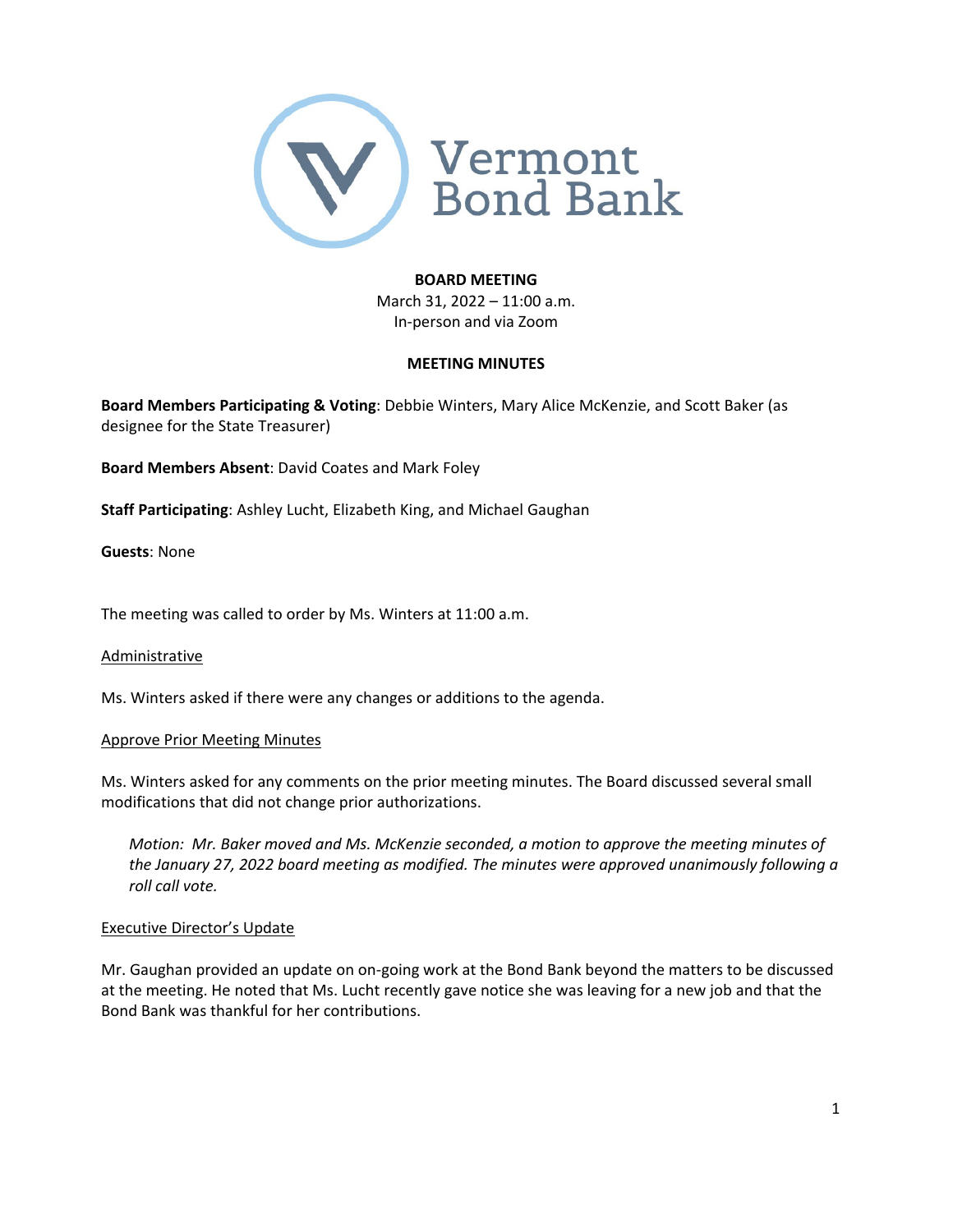Vermont Bond Bank

**BOARD MEETING**
March 31, 2022 – 11:00 a.m.
In-person and via Zoom

**MEETING MINUTES**

**Board Members Participating & Voting**: Debbie Winters, Mary Alice McKenzie, and Scott Baker (as designee for the State Treasurer)

**Board Members Absent**: David Coates and Mark Foley

**Staff Participating**: Ashley Lucht, Elizabeth King, and Michael Gaughan

**Guests**: None

The meeting was called to order by Ms. Winters at 11:00 a.m.

<u>Administrative</u>

Ms. Winters asked if there were any changes or additions to the agenda.

<u>Approve Prior Meeting Minutes</u>

Ms. Winters asked for any comments on the prior meeting minutes. The Board discussed several small modifications that did not change prior authorizations.

> *Motion: Mr. Baker moved and Ms. McKenzie seconded, a motion to approve the meeting minutes of the January 27, 2022 board meeting as modified. The minutes were approved unanimously following a roll call vote.*

<u>Executive Director's Update</u>

Mr. Gaughan provided an update on on-going work at the Bond Bank beyond the matters to be discussed at the meeting. He noted that Ms. Lucht recently gave notice she was leaving for a new job and that the Bond Bank was thankful for her contributions.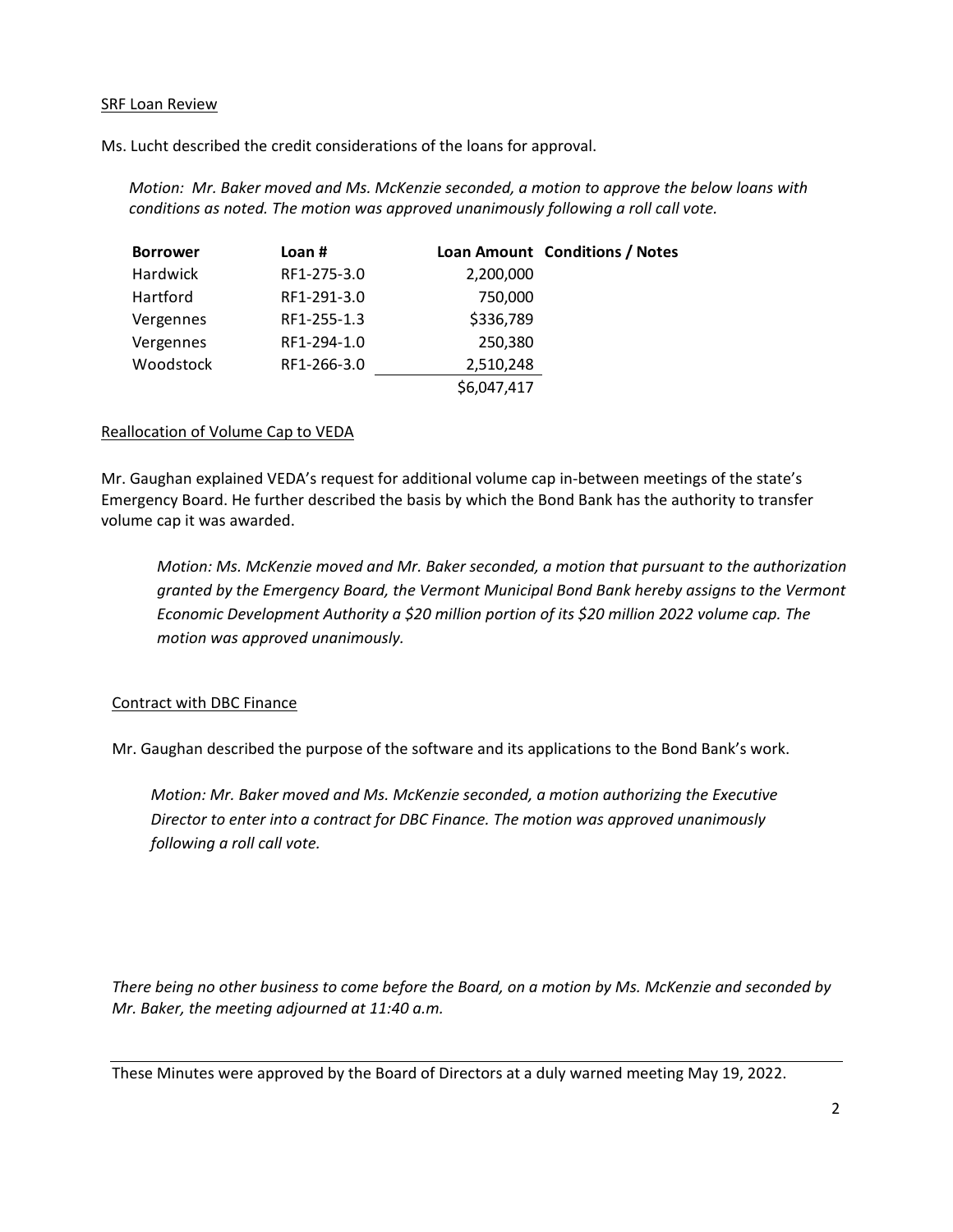SRF Loan Review

Ms. Lucht described the credit considerations of the loans for approval.

*Motion: Mr. Baker moved and Ms. McKenzie seconded, a motion to approve the below loans with conditions as noted. The motion was approved unanimously following a roll call vote.*

| Borrower | Loan # | Loan Amount | Conditions / Notes |
|---|---|---|---|
| Hardwick | RF1-275-3.0 | 2,200,000 | |
| Hartford | RF1-291-3.0 | 750,000 | |
| Vergennes | RF1-255-1.3 | $336,789 | |
| Vergennes | RF1-294-1.0 | 250,380 | |
| Woodstock | RF1-266-3.0 | 2,510,248 | |
| | | $6,047,417 | |

Reallocation of Volume Cap to VEDA

Mr. Gaughan explained VEDA's request for additional volume cap in-between meetings of the state's Emergency Board. He further described the basis by which the Bond Bank has the authority to transfer volume cap it was awarded.

*Motion: Ms. McKenzie moved and Mr. Baker seconded, a motion that pursuant to the authorization granted by the Emergency Board, the Vermont Municipal Bond Bank hereby assigns to the Vermont Economic Development Authority a $20 million portion of its $20 million 2022 volume cap. The motion was approved unanimously.*

Contract with DBC Finance

Mr. Gaughan described the purpose of the software and its applications to the Bond Bank's work.

*Motion: Mr. Baker moved and Ms. McKenzie seconded, a motion authorizing the Executive Director to enter into a contract for DBC Finance. The motion was approved unanimously following a roll call vote.*

*There being no other business to come before the Board, on a motion by Ms. McKenzie and seconded by Mr. Baker, the meeting adjourned at 11:40 a.m.*

---

These Minutes were approved by the Board of Directors at a duly warned meeting May 19, 2022.